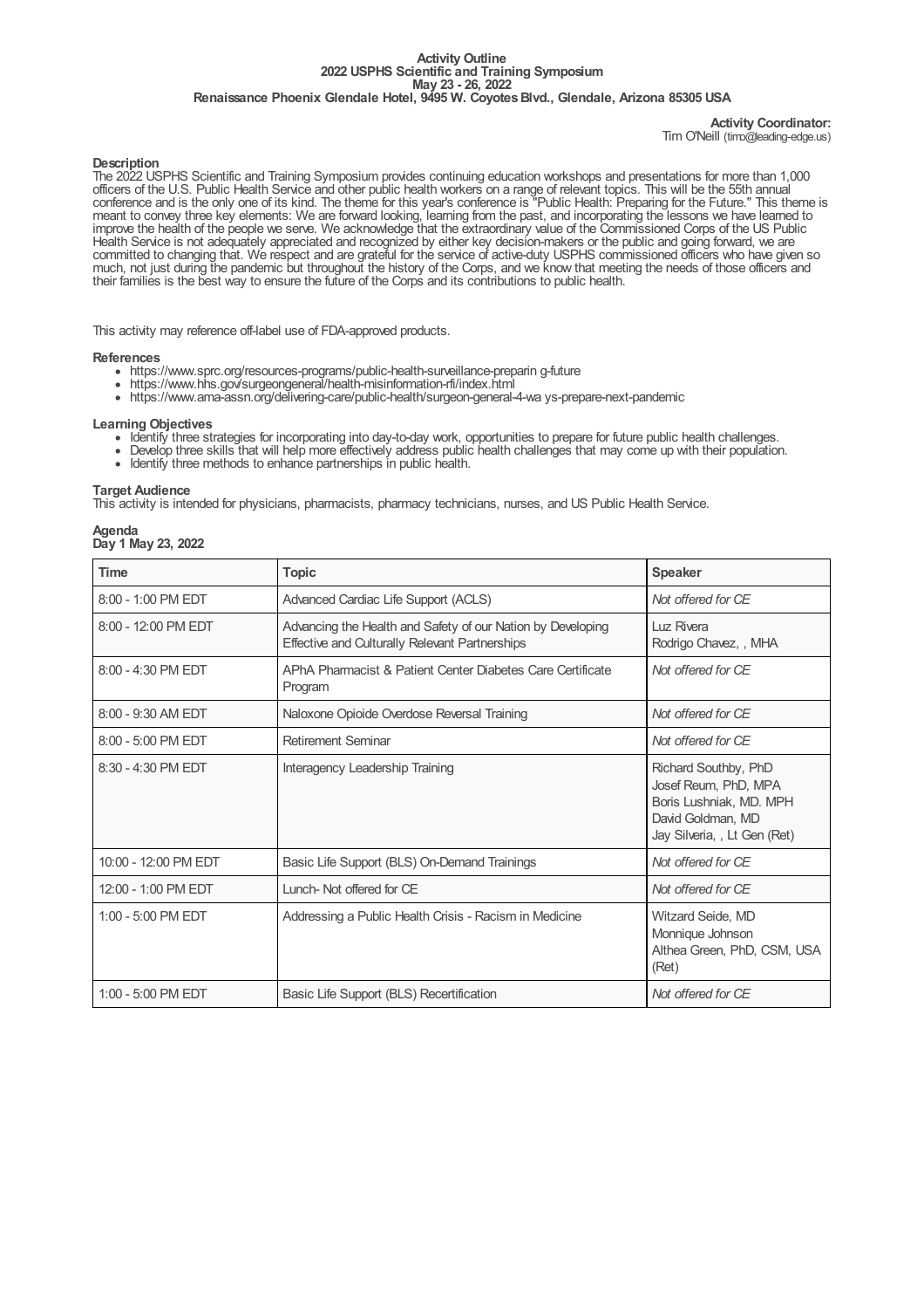**Activity Outline**
**2022 USPHS Scientific and Training Symposium**
**May 23 - 26, 2022**
**Renaissance Phoenix Glendale Hotel, 9495 W. Coyotes Blvd., Glendale, Arizona 85305 USA**

**Activity Coordinator:**
Tim O'Neill (timo@leading-edge.us)

**Description**

The 2022 USPHS Scientific and Training Symposium provides continuing education workshops and presentations for more than 1,000 officers of the U.S. Public Health Service and other public health workers on a range of relevant topics. This will be the 55th annual conference and is the only one of its kind. The theme for this year's conference is "Public Health: Preparing for the Future." This theme is meant to convey three key elements: We are forward looking, learning from the past, and incorporating the lessons we have learned to improve the health of the people we serve. We acknowledge that the extraordinary value of the Commissioned Corps of the US Public Health Service is not adequately appreciated and recognized by either key decision-makers or the public and going forward, we are committed to changing that. We respect and are grateful for the service of active-duty USPHS commissioned officers who have given so much, not just during the pandemic but throughout the history of the Corps, and we know that meeting the needs of those officers and their families is the best way to ensure the future of the Corps and its contributions to public health.

This activity may reference off-label use of FDA-approved products.

**References**

- https://www.sprc.org/resources-programs/public-health-surveillance-preparin g-future
- https://www.hhs.gov/surgeongeneral/health-misinformation-rfi/index.html
- https://www.ama-assn.org/delivering-care/public-health/surgeon-general-4-wa ys-prepare-next-pandemic

**Learning Objectives**

- Identify three strategies for incorporating into day-to-day work, opportunities to prepare for future public health challenges.
- Develop three skills that will help more effectively address public health challenges that may come up with their population.
- Identify three methods to enhance partnerships in public health.

**Target Audience**

This activity is intended for physicians, pharmacists, pharmacy technicians, nurses, and US Public Health Service.

**Agenda**
**Day 1 May 23, 2022**

| Time | Topic | Speaker |
|---|---|---|
| 8:00 - 1:00 PM EDT | Advanced Cardiac Life Support (ACLS) | *Not offered for CE* |
| 8:00 - 12:00 PM EDT | Advancing the Health and Safety of our Nation by Developing Effective and Culturally Relevant Partnerships | Luz Rivera<br>Rodrigo Chavez, , MHA |
| 8:00 - 4:30 PM EDT | APhA Pharmacist & Patient Center Diabetes Care Certificate Program | *Not offered for CE* |
| 8:00 - 9:30 AM EDT | Naloxone Opioide Overdose Reversal Training | *Not offered for CE* |
| 8:00 - 5:00 PM EDT | Retirement Seminar | *Not offered for CE* |
| 8:30 - 4:30 PM EDT | Interagency Leadership Training | Richard Southby, PhD<br>Josef Reum, PhD, MPA<br>Boris Lushniak, MD. MPH<br>David Goldman, MD<br>Jay Silveria, , Lt Gen (Ret) |
| 10:00 - 12:00 PM EDT | Basic Life Support (BLS) On-Demand Trainings | *Not offered for CE* |
| 12:00 - 1:00 PM EDT | Lunch- Not offered for CE | *Not offered for CE* |
| 1:00 - 5:00 PM EDT | Addressing a Public Health Crisis - Racism in Medicine | Witzard Seide, MD<br>Monnique Johnson<br>Althea Green, PhD, CSM, USA (Ret) |
| 1:00 - 5:00 PM EDT | Basic Life Support (BLS) Recertification | *Not offered for CE* |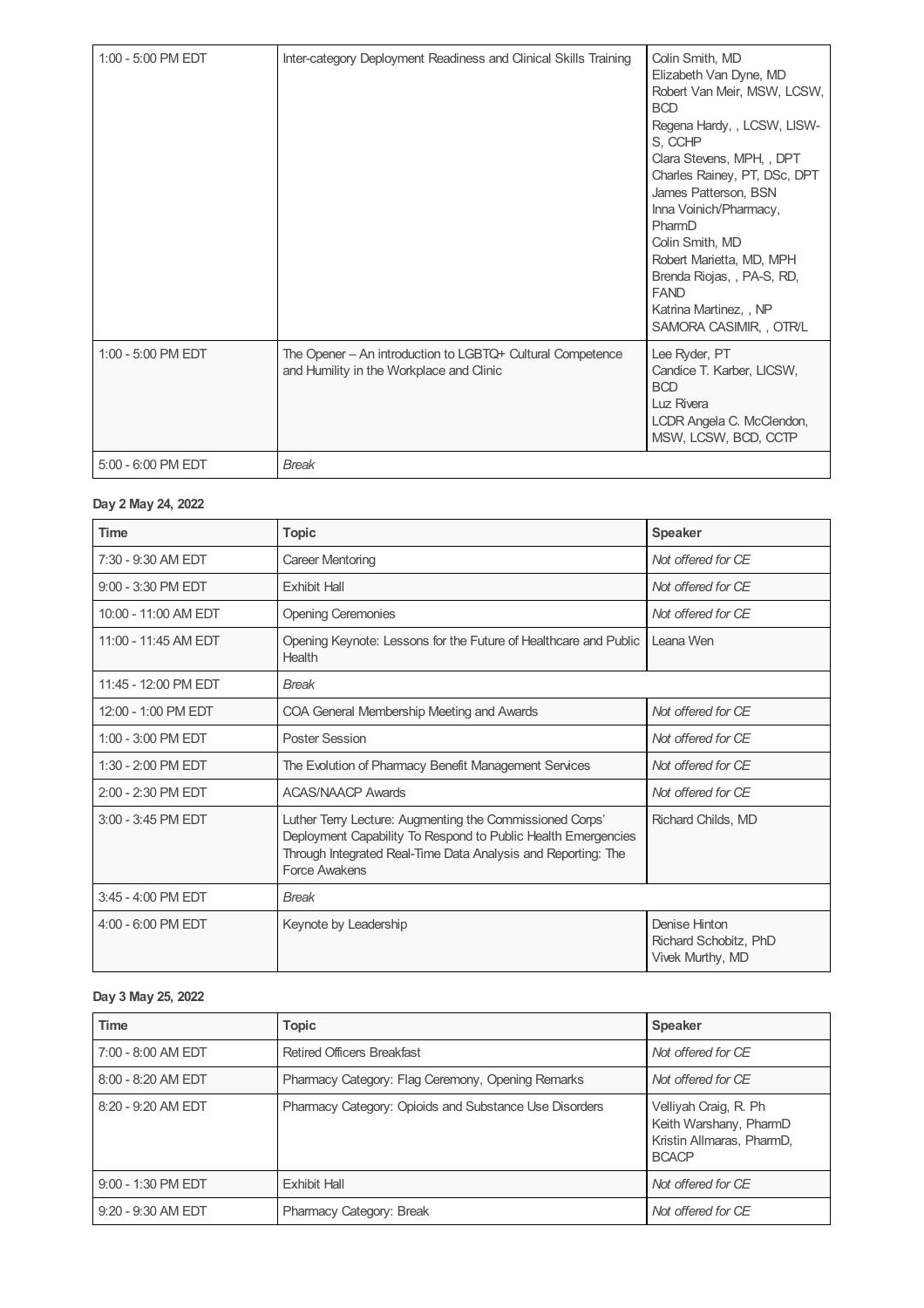| | | |
|---|---|---|
| 1:00 - 5:00 PM EDT | Inter-category Deployment Readiness and Clinical Skills Training | Colin Smith, MD<br>Elizabeth Van Dyne, MD<br>Robert Van Meir, MSW, LCSW, BCD<br>Regena Hardy, , LCSW, LISW-S, CCHP<br>Clara Stevens, MPH, , DPT<br>Charles Rainey, PT, DSc, DPT<br>James Patterson, BSN<br>Inna Voinich/Pharmacy, PharmD<br>Colin Smith, MD<br>Robert Marietta, MD, MPH<br>Brenda Riojas, , PA-S, RD, FAND<br>Katrina Martinez, , NP<br>SAMORA CASIMIR, , OTR/L |
| 1:00 - 5:00 PM EDT | The Opener – An introduction to LGBTQ+ Cultural Competence and Humility in the Workplace and Clinic | Lee Ryder, PT<br>Candice T. Karber, LICSW, BCD<br>Luz Rivera<br>LCDR Angela C. McClendon, MSW, LCSW, BCD, CCTP |
| 5:00 - 6:00 PM EDT | *Break* | |

**Day 2 May 24, 2022**

| Time | Topic | Speaker |
|---|---|---|
| 7:30 - 9:30 AM EDT | Career Mentoring | *Not offered for CE* |
| 9:00 - 3:30 PM EDT | Exhibit Hall | *Not offered for CE* |
| 10:00 - 11:00 AM EDT | Opening Ceremonies | *Not offered for CE* |
| 11:00 - 11:45 AM EDT | Opening Keynote: Lessons for the Future of Healthcare and Public Health | Leana Wen |
| 11:45 - 12:00 PM EDT | *Break* | |
| 12:00 - 1:00 PM EDT | COA General Membership Meeting and Awards | *Not offered for CE* |
| 1:00 - 3:00 PM EDT | Poster Session | *Not offered for CE* |
| 1:30 - 2:00 PM EDT | The Evolution of Pharmacy Benefit Management Services | *Not offered for CE* |
| 2:00 - 2:30 PM EDT | ACAS/NAACP Awards | *Not offered for CE* |
| 3:00 - 3:45 PM EDT | Luther Terry Lecture: Augmenting the Commissioned Corps' Deployment Capability To Respond to Public Health Emergencies Through Integrated Real-Time Data Analysis and Reporting: The Force Awakens | Richard Childs, MD |
| 3:45 - 4:00 PM EDT | *Break* | |
| 4:00 - 6:00 PM EDT | Keynote by Leadership | Denise Hinton<br>Richard Schobitz, PhD<br>Vivek Murthy, MD |

**Day 3 May 25, 2022**

| Time | Topic | Speaker |
|---|---|---|
| 7:00 - 8:00 AM EDT | Retired Officers Breakfast | *Not offered for CE* |
| 8:00 - 8:20 AM EDT | Pharmacy Category: Flag Ceremony, Opening Remarks | *Not offered for CE* |
| 8:20 - 9:20 AM EDT | Pharmacy Category: Opioids and Substance Use Disorders | Velliyah Craig, R. Ph<br>Keith Warshany, PharmD<br>Kristin Allmaras, PharmD, BCACP |
| 9:00 - 1:30 PM EDT | Exhibit Hall | *Not offered for CE* |
| 9:20 - 9:30 AM EDT | Pharmacy Category: Break | *Not offered for CE* |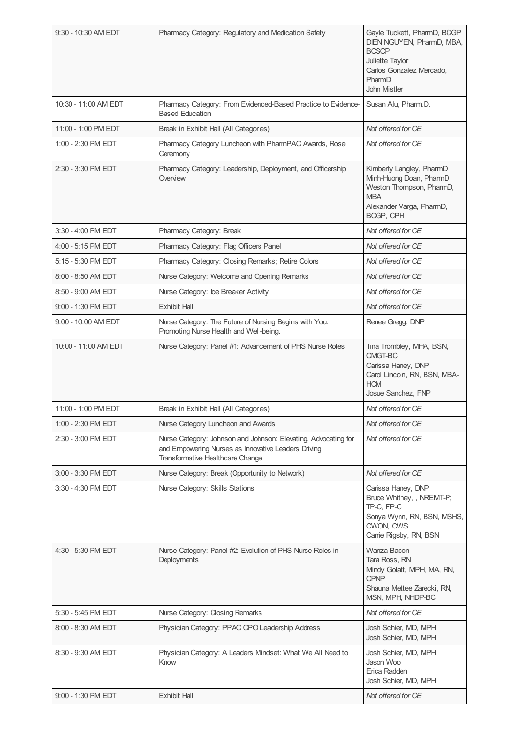| | | |
|---|---|---|
| 9:30 - 10:30 AM EDT | Pharmacy Category: Regulatory and Medication Safety | Gayle Tuckett, PharmD, BCGP<br>DIEN NGUYEN, PharmD, MBA, BCSCP<br>Juliette Taylor<br>Carlos Gonzalez Mercado, PharmD<br>John Mistler |
| 10:30 - 11:00 AM EDT | Pharmacy Category: From Evidenced-Based Practice to Evidence-Based Education | Susan Alu, Pharm.D. |
| 11:00 - 1:00 PM EDT | Break in Exhibit Hall (All Categories) | *Not offered for CE* |
| 1:00 - 2:30 PM EDT | Pharmacy Category Luncheon with PharmPAC Awards, Rose Ceremony | *Not offered for CE* |
| 2:30 - 3:30 PM EDT | Pharmacy Category: Leadership, Deployment, and Officership Overview | Kimberly Langley, PharmD<br>Minh-Huong Doan, PharmD<br>Weston Thompson, PharmD, MBA<br>Alexander Varga, PharmD, BCGP, CPH |
| 3:30 - 4:00 PM EDT | Pharmacy Category: Break | *Not offered for CE* |
| 4:00 - 5:15 PM EDT | Pharmacy Category: Flag Officers Panel | *Not offered for CE* |
| 5:15 - 5:30 PM EDT | Pharmacy Category: Closing Remarks; Retire Colors | *Not offered for CE* |
| 8:00 - 8:50 AM EDT | Nurse Category: Welcome and Opening Remarks | *Not offered for CE* |
| 8:50 - 9:00 AM EDT | Nurse Category: Ice Breaker Activity | *Not offered for CE* |
| 9:00 - 1:30 PM EDT | Exhibit Hall | *Not offered for CE* |
| 9:00 - 10:00 AM EDT | Nurse Category: The Future of Nursing Begins with You: Promoting Nurse Health and Well-being. | Renee Gregg, DNP |
| 10:00 - 11:00 AM EDT | Nurse Category: Panel #1: Advancement of PHS Nurse Roles | Tina Trombley, MHA, BSN, CMGT-BC<br>Carissa Haney, DNP<br>Carol Lincoln, RN, BSN, MBA-HCM<br>Josue Sanchez, FNP |
| 11:00 - 1:00 PM EDT | Break in Exhibit Hall (All Categories) | *Not offered for CE* |
| 1:00 - 2:30 PM EDT | Nurse Category Luncheon and Awards | *Not offered for CE* |
| 2:30 - 3:00 PM EDT | Nurse Category: Johnson and Johnson: Elevating, Advocating for and Empowering Nurses as Innovative Leaders Driving Transformative Healthcare Change | *Not offered for CE* |
| 3:00 - 3:30 PM EDT | Nurse Category: Break (Opportunity to Network) | *Not offered for CE* |
| 3:30 - 4:30 PM EDT | Nurse Category: Skills Stations | Carissa Haney, DNP<br>Bruce Whitney, , NREMT-P; TP-C, FP-C<br>Sonya Wynn, RN, BSN, MSHS, CWON, CWS<br>Carrie Rigsby, RN, BSN |
| 4:30 - 5:30 PM EDT | Nurse Category: Panel #2: Evolution of PHS Nurse Roles in Deployments | Wanza Bacon<br>Tara Ross, RN<br>Mindy Golatt, MPH, MA, RN, CPNP<br>Shauna Mettee Zarecki, RN, MSN, MPH, NHDP-BC |
| 5:30 - 5:45 PM EDT | Nurse Category: Closing Remarks | *Not offered for CE* |
| 8:00 - 8:30 AM EDT | Physician Category: PPAC CPO Leadership Address | Josh Schier, MD, MPH<br>Josh Schier, MD, MPH |
| 8:30 - 9:30 AM EDT | Physician Category: A Leaders Mindset: What We All Need to Know | Josh Schier, MD, MPH<br>Jason Woo<br>Erica Radden<br>Josh Schier, MD, MPH |
| 9:00 - 1:30 PM EDT | Exhibit Hall | *Not offered for CE* |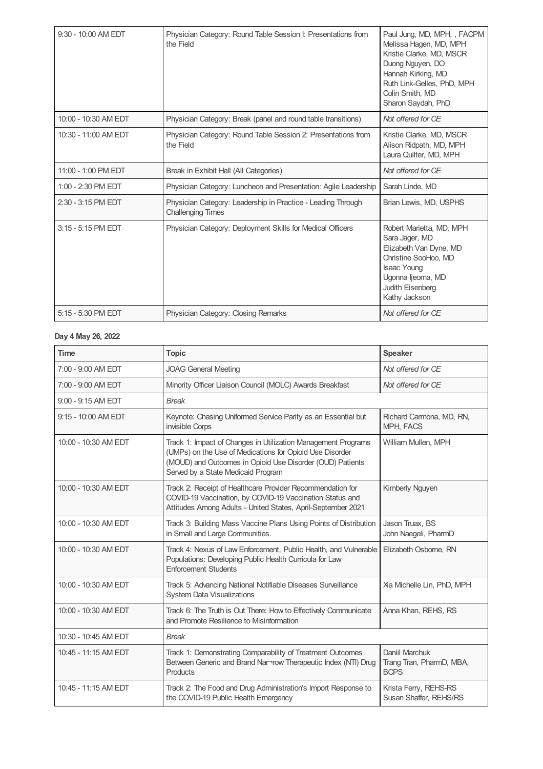| 9:30 - 10:00 AM EDT | Physician Category: Round Table Session I: Presentations from the Field | Paul Jung, MD, MPH, , FACPM<br>Melissa Hagen, MD, MPH<br>Kristie Clarke, MD, MSCR<br>Duong Nguyen, DO<br>Hannah Kirking, MD<br>Ruth Link-Gelles, PhD, MPH<br>Colin Smith, MD<br>Sharon Saydah, PhD |
|---|---|---|
| 10:00 - 10:30 AM EDT | Physician Category: Break (panel and round table transitions) | *Not offered for CE* |
| 10:30 - 11:00 AM EDT | Physician Category: Round Table Session 2: Presentations from the Field | Kristie Clarke, MD, MSCR<br>Alison Ridpath, MD, MPH<br>Laura Quilter, MD, MPH |
| 11:00 - 1:00 PM EDT | Break in Exhibit Hall (All Categories) | *Not offered for CE* |
| 1:00 - 2:30 PM EDT | Physician Category: Luncheon and Presentation: Agile Leadership | Sarah Linde, MD |
| 2:30 - 3:15 PM EDT | Physician Category: Leadership in Practice - Leading Through Challenging Times | Brian Lewis, MD, USPHS |
| 3:15 - 5:15 PM EDT | Physician Category: Deployment Skills for Medical Officers | Robert Marietta, MD, MPH<br>Sara Jager, MD<br>Elizabeth Van Dyne, MD<br>Christine SooHoo, MD<br>Isaac Young<br>Ugonna Ijeoma, MD<br>Judith Eisenberg<br>Kathy Jackson |
| 5:15 - 5:30 PM EDT | Physician Category: Closing Remarks | *Not offered for CE* |

**Day 4 May 26, 2022**

| Time | Topic | Speaker |
|---|---|---|
| 7:00 - 9:00 AM EDT | JOAG General Meeting | *Not offered for CE* |
| 7:00 - 9:00 AM EDT | Minority Officer Liaison Council (MOLC) Awards Breakfast | *Not offered for CE* |
| 9:00 - 9:15 AM EDT | *Break* | |
| 9:15 - 10:00 AM EDT | Keynote: Chasing Uniformed Service Parity as an Essential but invisible Corps | Richard Carmona, MD, RN, MPH, FACS |
| 10:00 - 10:30 AM EDT | Track 1: Impact of Changes in Utilization Management Programs (UMPs) on the Use of Medications for Opioid Use Disorder (MOUD) and Outcomes in Opioid Use Disorder (OUD) Patients Served by a State Medicaid Program | William Mullen, MPH |
| 10:00 - 10:30 AM EDT | Track 2: Receipt of Healthcare Provider Recommendation for COVID-19 Vaccination, by COVID-19 Vaccination Status and Attitudes Among Adults - United States, April-September 2021 | Kimberly Nguyen |
| 10:00 - 10:30 AM EDT | Track 3: Building Mass Vaccine Plans Using Points of Distribution in Small and Large Communities. | Jason Truax, BS<br>John Naegeli, PharmD |
| 10:00 - 10:30 AM EDT | Track 4: Nexus of Law Enforcement, Public Health, and Vulnerable Populations: Developing Public Health Curricula for Law Enforcement Students | Elizabeth Osborne, RN |
| 10:00 - 10:30 AM EDT | Track 5: Advancing National Notifiable Diseases Surveillance System Data Visualizations | Xia Michelle Lin, PhD, MPH |
| 10:00 - 10:30 AM EDT | Track 6: The Truth is Out There: How to Effectively Communicate and Promote Resilience to Misinformation | Anna Khan, REHS, RS |
| 10:30 - 10:45 AM EDT | *Break* | |
| 10:45 - 11:15 AM EDT | Track 1: Demonstrating Comparability of Treatment Outcomes Between Generic and Brand Nar¬row Therapeutic Index (NTI) Drug Products | Daniil Marchuk<br>Trang Tran, PharmD, MBA, BCPS |
| 10:45 - 11:15 AM EDT | Track 2: The Food and Drug Administration's Import Response to the COVID-19 Public Health Emergency | Krista Ferry, REHS-RS<br>Susan Shaffer, REHS/RS |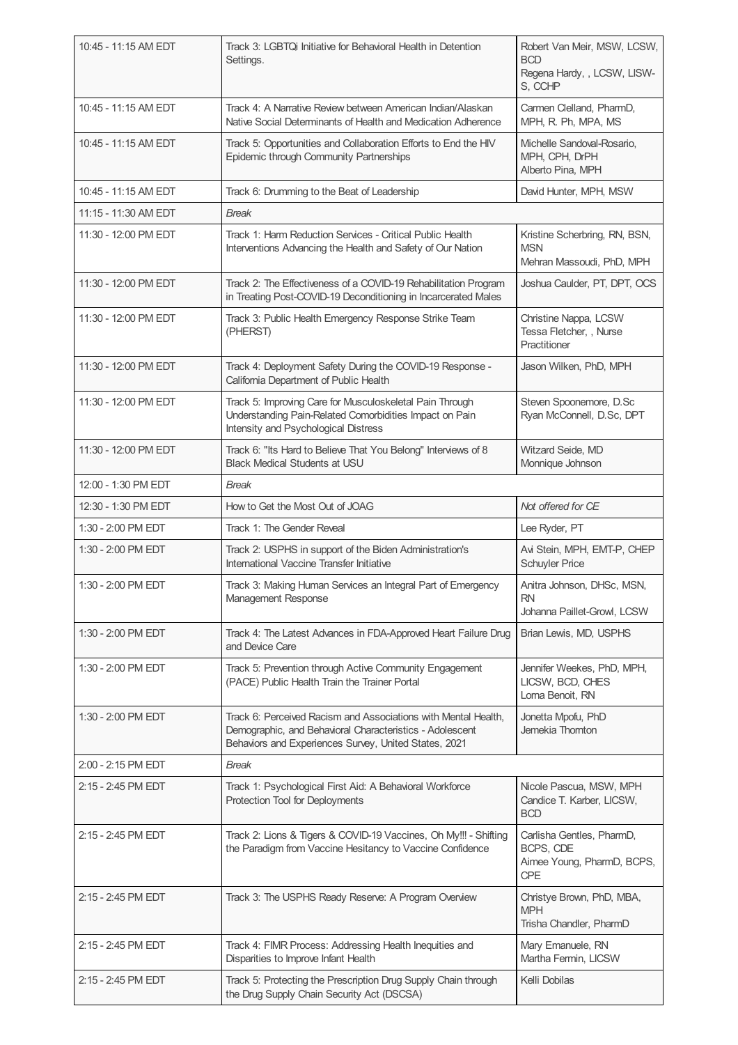| | | |
|---|---|---|
| 10:45 - 11:15 AM EDT | Track 3: LGBTQi Initiative for Behavioral Health in Detention Settings. | Robert Van Meir, MSW, LCSW, BCD<br>Regena Hardy, , LCSW, LISW-S, CCHP |
| 10:45 - 11:15 AM EDT | Track 4: A Narrative Review between American Indian/Alaskan Native Social Determinants of Health and Medication Adherence | Carmen Clelland, PharmD, MPH, R. Ph, MPA, MS |
| 10:45 - 11:15 AM EDT | Track 5: Opportunities and Collaboration Efforts to End the HIV Epidemic through Community Partnerships | Michelle Sandoval-Rosario, MPH, CPH, DrPH<br>Alberto Pina, MPH |
| 10:45 - 11:15 AM EDT | Track 6: Drumming to the Beat of Leadership | David Hunter, MPH, MSW |
| 11:15 - 11:30 AM EDT | *Break* | |
| 11:30 - 12:00 PM EDT | Track 1: Harm Reduction Services - Critical Public Health Interventions Advancing the Health and Safety of Our Nation | Kristine Scherbring, RN, BSN, MSN<br>Mehran Massoudi, PhD, MPH |
| 11:30 - 12:00 PM EDT | Track 2: The Effectiveness of a COVID-19 Rehabilitation Program in Treating Post-COVID-19 Deconditioning in Incarcerated Males | Joshua Caulder, PT, DPT, OCS |
| 11:30 - 12:00 PM EDT | Track 3: Public Health Emergency Response Strike Team (PHERST) | Christine Nappa, LCSW<br>Tessa Fletcher, , Nurse Practitioner |
| 11:30 - 12:00 PM EDT | Track 4: Deployment Safety During the COVID-19 Response - California Department of Public Health | Jason Wilken, PhD, MPH |
| 11:30 - 12:00 PM EDT | Track 5: Improving Care for Musculoskeletal Pain Through Understanding Pain-Related Comorbidities Impact on Pain Intensity and Psychological Distress | Steven Spoonemore, D.Sc<br>Ryan McConnell, D.Sc, DPT |
| 11:30 - 12:00 PM EDT | Track 6: "Its Hard to Believe That You Belong" Interviews of 8 Black Medical Students at USU | Witzard Seide, MD<br>Monnique Johnson |
| 12:00 - 1:30 PM EDT | *Break* | |
| 12:30 - 1:30 PM EDT | How to Get the Most Out of JOAG | *Not offered for CE* |
| 1:30 - 2:00 PM EDT | Track 1: The Gender Reveal | Lee Ryder, PT |
| 1:30 - 2:00 PM EDT | Track 2: USPHS in support of the Biden Administration's International Vaccine Transfer Initiative | Avi Stein, MPH, EMT-P, CHEP<br>Schuyler Price |
| 1:30 - 2:00 PM EDT | Track 3: Making Human Services an Integral Part of Emergency Management Response | Anitra Johnson, DHSc, MSN, RN<br>Johanna Paillet-Growl, LCSW |
| 1:30 - 2:00 PM EDT | Track 4: The Latest Advances in FDA-Approved Heart Failure Drug and Device Care | Brian Lewis, MD, USPHS |
| 1:30 - 2:00 PM EDT | Track 5: Prevention through Active Community Engagement (PACE) Public Health Train the Trainer Portal | Jennifer Weekes, PhD, MPH, LICSW, BCD, CHES<br>Lorna Benoit, RN |
| 1:30 - 2:00 PM EDT | Track 6: Perceived Racism and Associations with Mental Health, Demographic, and Behavioral Characteristics - Adolescent Behaviors and Experiences Survey, United States, 2021 | Jonetta Mpofu, PhD<br>Jemekia Thornton |
| 2:00 - 2:15 PM EDT | *Break* | |
| 2:15 - 2:45 PM EDT | Track 1: Psychological First Aid: A Behavioral Workforce Protection Tool for Deployments | Nicole Pascua, MSW, MPH<br>Candice T. Karber, LICSW, BCD |
| 2:15 - 2:45 PM EDT | Track 2: Lions & Tigers & COVID-19 Vaccines, Oh My!!! - Shifting the Paradigm from Vaccine Hesitancy to Vaccine Confidence | Carlisha Gentles, PharmD, BCPS, CDE<br>Aimee Young, PharmD, BCPS, CPE |
| 2:15 - 2:45 PM EDT | Track 3: The USPHS Ready Reserve: A Program Overview | Christye Brown, PhD, MBA, MPH<br>Trisha Chandler, PharmD |
| 2:15 - 2:45 PM EDT | Track 4: FIMR Process: Addressing Health Inequities and Disparities to Improve Infant Health | Mary Emanuele, RN<br>Martha Fermin, LICSW |
| 2:15 - 2:45 PM EDT | Track 5: Protecting the Prescription Drug Supply Chain through the Drug Supply Chain Security Act (DSCSA) | Kelli Dobilas |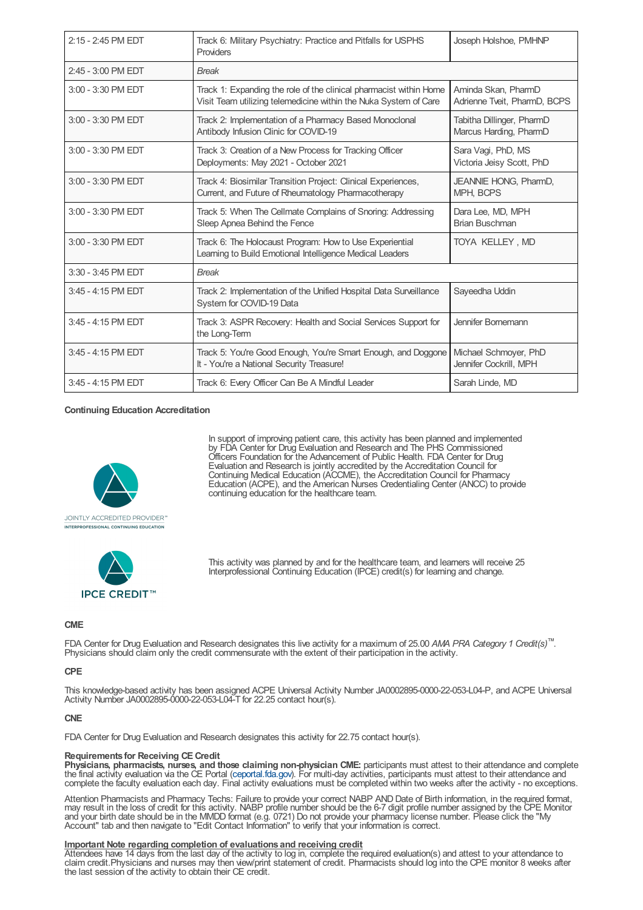| | | |
|---|---|---|
| 2:15 - 2:45 PM EDT | Track 6: Military Psychiatry: Practice and Pitfalls for USPHS Providers | Joseph Holshoe, PMHNP |
| 2:45 - 3:00 PM EDT | *Break* | |
| 3:00 - 3:30 PM EDT | Track 1: Expanding the role of the clinical pharmacist within Home Visit Team utilizing telemedicine within the Nuka System of Care | Aminda Skan, PharmD<br>Adrienne Tveit, PharmD, BCPS |
| 3:00 - 3:30 PM EDT | Track 2: Implementation of a Pharmacy Based Monoclonal Antibody Infusion Clinic for COVID-19 | Tabitha Dillinger, PharmD<br>Marcus Harding, PharmD |
| 3:00 - 3:30 PM EDT | Track 3: Creation of a New Process for Tracking Officer Deployments: May 2021 - October 2021 | Sara Vagi, PhD, MS<br>Victoria Jeisy Scott, PhD |
| 3:00 - 3:30 PM EDT | Track 4: Biosimilar Transition Project: Clinical Experiences, Current, and Future of Rheumatology Pharmacotherapy | JEANNIE HONG, PharmD, MPH, BCPS |
| 3:00 - 3:30 PM EDT | Track 5: When The Cellmate Complains of Snoring: Addressing Sleep Apnea Behind the Fence | Dara Lee, MD, MPH<br>Brian Buschman |
| 3:00 - 3:30 PM EDT | Track 6: The Holocaust Program: How to Use Experiential Learning to Build Emotional Intelligence Medical Leaders | TOYA KELLEY , MD |
| 3:30 - 3:45 PM EDT | *Break* | |
| 3:45 - 4:15 PM EDT | Track 2: Implementation of the Unified Hospital Data Surveillance System for COVID-19 Data | Sayeedha Uddin |
| 3:45 - 4:15 PM EDT | Track 3: ASPR Recovery: Health and Social Services Support for the Long-Term | Jennifer Bornemann |
| 3:45 - 4:15 PM EDT | Track 5: You're Good Enough, You're Smart Enough, and Doggone It - You're a National Security Treasure! | Michael Schmoyer, PhD<br>Jennifer Cockrill, MPH |
| 3:45 - 4:15 PM EDT | Track 6: Every Officer Can Be A Mindful Leader | Sarah Linde, MD |

**Continuing Education Accreditation**

JOINTLY ACCREDITED PROVIDER™
INTERPROFESSIONAL CONTINUING EDUCATION

In support of improving patient care, this activity has been planned and implemented by FDA Center for Drug Evaluation and Research and The PHS Commissioned Officers Foundation for the Advancement of Public Health. FDA Center for Drug Evaluation and Research is jointly accredited by the Accreditation Council for Continuing Medical Education (ACCME), the Accreditation Council for Pharmacy Education (ACPE), and the American Nurses Credentialing Center (ANCC) to provide continuing education for the healthcare team.

IPCE CREDIT™

This activity was planned by and for the healthcare team, and learners will receive 25 Interprofessional Continuing Education (IPCE) credit(s) for learning and change.

**CME**

FDA Center for Drug Evaluation and Research designates this live activity for a maximum of 25.00 *AMA PRA Category 1 Credit(s)*™. Physicians should claim only the credit commensurate with the extent of their participation in the activity.

**CPE**

This knowledge-based activity has been assigned ACPE Universal Activity Number JA0002895-0000-22-053-L04-P, and ACPE Universal Activity Number JA0002895-0000-22-053-L04-T for 22.25 contact hour(s).

**CNE**

FDA Center for Drug Evaluation and Research designates this activity for 22.75 contact hour(s).

**Requirements for Receiving CE Credit**
**Physicians, pharmacists, nurses, and those claiming non-physician CME:** participants must attest to their attendance and complete the final activity evaluation via the CE Portal (ceportal.fda.gov). For multi-day activities, participants must attest to their attendance and complete the faculty evaluation each day. Final activity evaluations must be completed within two weeks after the activity - no exceptions.

Attention Pharmacists and Pharmacy Techs: Failure to provide your correct NABP AND Date of Birth information, in the required format, may result in the loss of credit for this activity. NABP profile number should be the 6-7 digit profile number assigned by the CPE Monitor and your birth date should be in the MMDD format (e.g. 0721) Do not provide your pharmacy license number. Please click the "My Account" tab and then navigate to "Edit Contact Information" to verify that your information is correct.

**Important Note regarding completion of evaluations and receiving credit**
Attendees have 14 days from the last day of the activity to log in, complete the required evaluation(s) and attest to your attendance to claim credit.Physicians and nurses may then view/print statement of credit. Pharmacists should log into the CPE monitor 8 weeks after the last session of the activity to obtain their CE credit.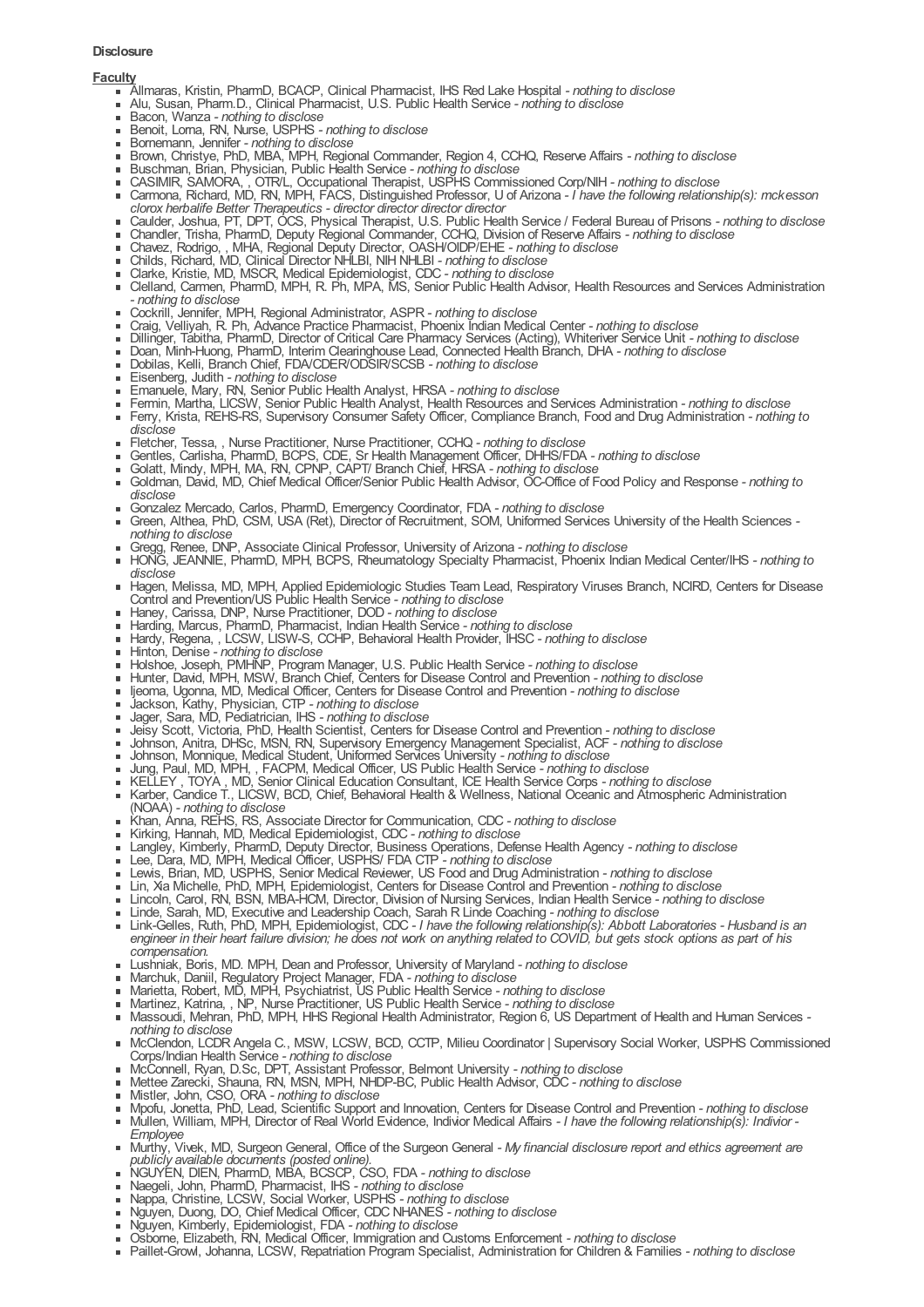**Disclosure**

**Faculty**

- Allmaras, Kristin, PharmD, BCACP, Clinical Pharmacist, IHS Red Lake Hospital - *nothing to disclose*
- Alu, Susan, Pharm.D., Clinical Pharmacist, U.S. Public Health Service - *nothing to disclose*
- Bacon, Wanza - *nothing to disclose*
- Benoit, Lorna, RN, Nurse, USPHS - *nothing to disclose*
- Bornemann, Jennifer - *nothing to disclose*
- Brown, Christye, PhD, MBA, MPH, Regional Commander, Region 4, CCHQ, Reserve Affairs - *nothing to disclose*
- Buschman, Brian, Physician, Public Health Service - *nothing to disclose*
- CASIMIR, SAMORA, , OTR/L, Occupational Therapist, USPHS Commissioned Corp/NIH - *nothing to disclose*
- Carmona, Richard, MD, RN, MPH, FACS, Distinguished Professor, U of Arizona - *I have the following relationship(s): mckesson clorox herbalife Better Therapeutics - director director director director*
- Caulder, Joshua, PT, DPT, OCS, Physical Therapist, U.S. Public Health Service / Federal Bureau of Prisons - *nothing to disclose*
- Chandler, Trisha, PharmD, Deputy Regional Commander, CCHQ, Division of Reserve Affairs - *nothing to disclose*
- Chavez, Rodrigo, , MHA, Regional Deputy Director, OASH/OIDP/EHE - *nothing to disclose*
- Childs, Richard, MD, Clinical Director NHLBI, NIH NHLBI - *nothing to disclose*
- Clarke, Kristie, MD, MSCR, Medical Epidemiologist, CDC - *nothing to disclose*
- Clelland, Carmen, PharmD, MPH, R. Ph, MPA, MS, Senior Public Health Advisor, Health Resources and Services Administration - *nothing to disclose*
- Cockrill, Jennifer, MPH, Regional Administrator, ASPR - *nothing to disclose*
- Craig, Velliyah, R. Ph, Advance Practice Pharmacist, Phoenix Indian Medical Center - *nothing to disclose*
- Dillinger, Tabitha, PharmD, Director of Critical Care Pharmacy Services (Acting), Whiteriver Service Unit - *nothing to disclose*
- Doan, Minh-Huong, PharmD, Interim Clearinghouse Lead, Connected Health Branch, DHA - *nothing to disclose*
- Dobilas, Kelli, Branch Chief, FDA/CDER/ODSIR/SCSB - *nothing to disclose*
- Eisenberg, Judith - *nothing to disclose*
- Emanuele, Mary, RN, Senior Public Health Analyst, HRSA - *nothing to disclose*
- Fermin, Martha, LICSW, Senior Public Health Analyst, Health Resources and Services Administration - *nothing to disclose*
- Ferry, Krista, REHS-RS, Supervisory Consumer Safety Officer, Compliance Branch, Food and Drug Administration - *nothing to disclose*
- Fletcher, Tessa, , Nurse Practitioner, Nurse Practitioner, CCHQ - *nothing to disclose*
- Gentles, Carlisha, PharmD, BCPS, CDE, Sr Health Management Officer, DHHS/FDA - *nothing to disclose*
- Golatt, Mindy, MPH, MA, RN, CPNP, CAPT/ Branch Chief, HRSA - *nothing to disclose*
- Goldman, David, MD, Chief Medical Officer/Senior Public Health Advisor, OC-Office of Food Policy and Response - *nothing to disclose*
- Gonzalez Mercado, Carlos, PharmD, Emergency Coordinator, FDA - *nothing to disclose*
- Green, Althea, PhD, CSM, USA (Ret), Director of Recruitment, SOM, Uniformed Services University of the Health Sciences - *nothing to disclose*
- Gregg, Renee, DNP, Associate Clinical Professor, University of Arizona - *nothing to disclose*
- HONG, JEANNIE, PharmD, MPH, BCPS, Rheumatology Specialty Pharmacist, Phoenix Indian Medical Center/IHS - *nothing to disclose*
- Hagen, Melissa, MD, MPH, Applied Epidemiologic Studies Team Lead, Respiratory Viruses Branch, NCIRD, Centers for Disease Control and Prevention/US Public Health Service - *nothing to disclose*
- Haney, Carissa, DNP, Nurse Practitioner, DOD - *nothing to disclose*
- Harding, Marcus, PharmD, Pharmacist, Indian Health Service - *nothing to disclose*
- Hardy, Regena, , LCSW, LISW-S, CCHP, Behavioral Health Provider, IHSC - *nothing to disclose*
- Hinton, Denise - *nothing to disclose*
- Holshoe, Joseph, PMHNP, Program Manager, U.S. Public Health Service - *nothing to disclose*
- Hunter, David, MPH, MSW, Branch Chief, Centers for Disease Control and Prevention - *nothing to disclose*
- Ijeoma, Ugonna, MD, Medical Officer, Centers for Disease Control and Prevention - *nothing to disclose*
- Jackson, Kathy, Physician, CTP - *nothing to disclose*
- Jager, Sara, MD, Pediatrician, IHS - *nothing to disclose*
- Jeisy Scott, Victoria, PhD, Health Scientist, Centers for Disease Control and Prevention - *nothing to disclose*
- Johnson, Anitra, DHSc, MSN, RN, Supervisory Emergency Management Specialist, ACF - *nothing to disclose*
- Johnson, Monnique, Medical Student, Uniformed Services University - *nothing to disclose*
- Jung, Paul, MD, MPH, , FACPM, Medical Officer, US Public Health Service - *nothing to disclose*
- KELLEY , TOYA , MD, Senior Clinical Education Consultant, ICE Health Service Corps - *nothing to disclose*
- Karber, Candice T., LICSW, BCD, Chief, Behavioral Health & Wellness, National Oceanic and Atmospheric Administration (NOAA) - *nothing to disclose*
- Khan, Anna, REHS, RS, Associate Director for Communication, CDC - *nothing to disclose*
- Kirking, Hannah, MD, Medical Epidemiologist, CDC - *nothing to disclose*
- Langley, Kimberly, PharmD, Deputy Director, Business Operations, Defense Health Agency - *nothing to disclose*
- Lee, Dara, MD, MPH, Medical Officer, USPHS/ FDA CTP - *nothing to disclose*
- Lewis, Brian, MD, USPHS, Senior Medical Reviewer, US Food and Drug Administration - *nothing to disclose*
- Lin, Xia Michelle, PhD, MPH, Epidemiologist, Centers for Disease Control and Prevention - *nothing to disclose*
- Lincoln, Carol, RN, BSN, MBA-HCM, Director, Division of Nursing Services, Indian Health Service - *nothing to disclose*
- Linde, Sarah, MD, Executive and Leadership Coach, Sarah R Linde Coaching - *nothing to disclose*
- Link-Gelles, Ruth, PhD, MPH, Epidemiologist, CDC - *I have the following relationship(s): Abbott Laboratories - Husband is an engineer in their heart failure division; he does not work on anything related to COVID, but gets stock options as part of his compensation.*
- Lushniak, Boris, MD. MPH, Dean and Professor, University of Maryland - *nothing to disclose*
- Marchuk, Daniil, Regulatory Project Manager, FDA - *nothing to disclose*
- Marietta, Robert, MD, MPH, Psychiatrist, US Public Health Service - *nothing to disclose*
- Martinez, Katrina, , NP, Nurse Practitioner, US Public Health Service - *nothing to disclose*
- Massoudi, Mehran, PhD, MPH, HHS Regional Health Administrator, Region 6, US Department of Health and Human Services - *nothing to disclose*
- McClendon, LCDR Angela C., MSW, LCSW, BCD, CCTP, Milieu Coordinator | Supervisory Social Worker, USPHS Commissioned Corps/Indian Health Service - *nothing to disclose*
- McConnell, Ryan, D.Sc, DPT, Assistant Professor, Belmont University - *nothing to disclose*
- Mettee Zarecki, Shauna, RN, MSN, MPH, NHDP-BC, Public Health Advisor, CDC - *nothing to disclose*
- Mistler, John, CSO, ORA - *nothing to disclose*
- Mpofu, Jonetta, PhD, Lead, Scientific Support and Innovation, Centers for Disease Control and Prevention - *nothing to disclose*
- Mullen, William, MPH, Director of Real World Evidence, Indivior Medical Affairs - *I have the following relationship(s): Indivior - Employee*
- Murthy, Vivek, MD, Surgeon General, Office of the Surgeon General - *My financial disclosure report and ethics agreement are publicly available documents (posted online).*
- NGUYEN, DIEN, PharmD, MBA, BCSCP, CSO, FDA - *nothing to disclose*
- Naegeli, John, PharmD, Pharmacist, IHS - *nothing to disclose*
- Nappa, Christine, LCSW, Social Worker, USPHS - *nothing to disclose*
- Nguyen, Duong, DO, Chief Medical Officer, CDC NHANES - *nothing to disclose*
- Nguyen, Kimberly, Epidemiologist, FDA - *nothing to disclose*
- Osborne, Elizabeth, RN, Medical Officer, Immigration and Customs Enforcement - *nothing to disclose*
- Paillet-Growl, Johanna, LCSW, Repatriation Program Specialist, Administration for Children & Families - *nothing to disclose*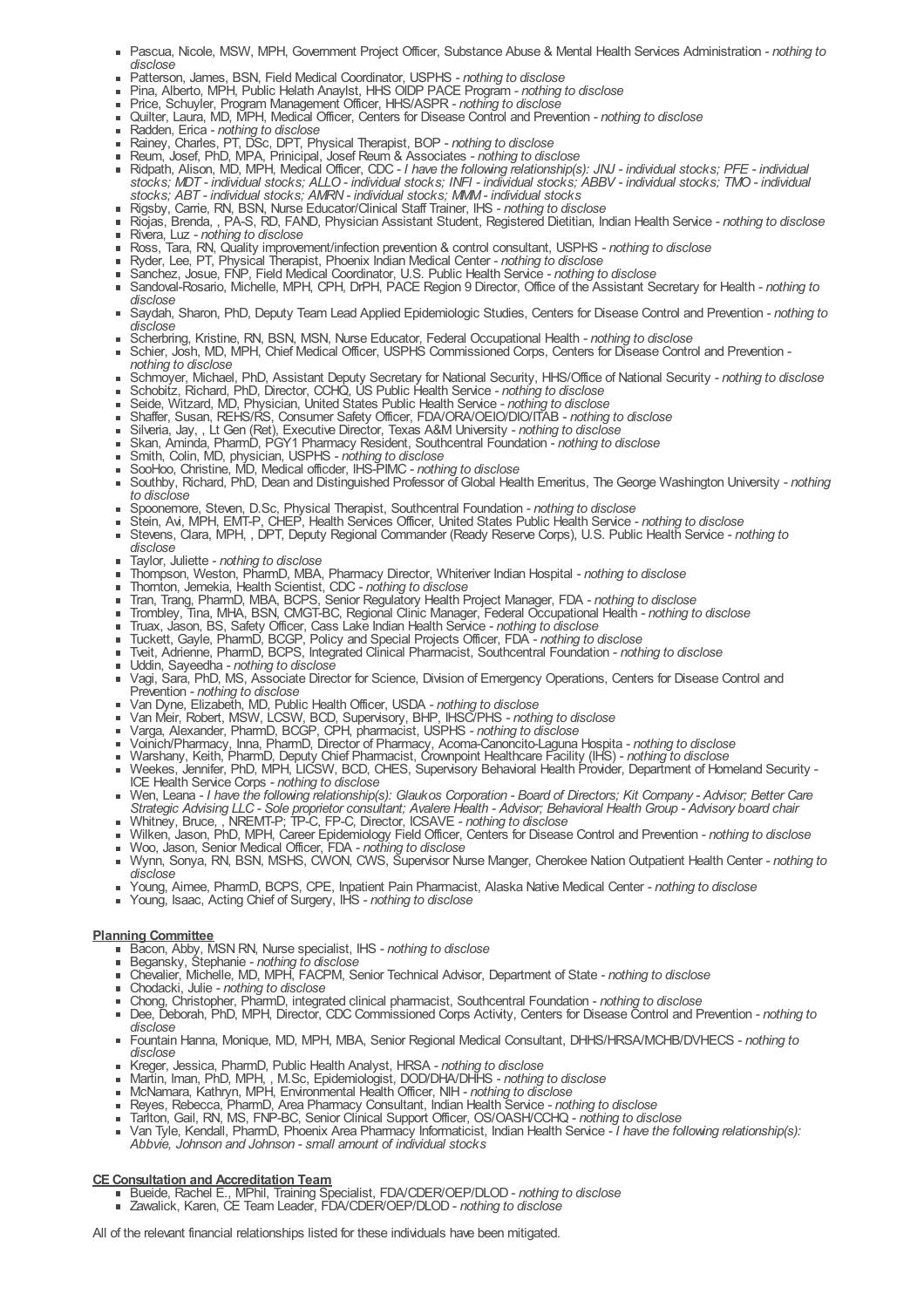- Pascua, Nicole, MSW, MPH, Government Project Officer, Substance Abuse & Mental Health Services Administration - *nothing to disclose*
- Patterson, James, BSN, Field Medical Coordinator, USPHS - *nothing to disclose*
- Pina, Alberto, MPH, Public Helath Anaylst, HHS OIDP PACE Program - *nothing to disclose*
- Price, Schuyler, Program Management Officer, HHS/ASPR - *nothing to disclose*
- Quilter, Laura, MD, MPH, Medical Officer, Centers for Disease Control and Prevention - *nothing to disclose*
- Radden, Erica - *nothing to disclose*
- Rainey, Charles, PT, DSc, DPT, Physical Therapist, BOP - *nothing to disclose*
- Reum, Josef, PhD, MPA, Prinicipal, Josef Reum & Associates - *nothing to disclose*
- Ridpath, Alison, MD, MPH, Medical Officer, CDC - *I have the following relationship(s): JNJ - individual stocks; PFE - individual stocks; MDT - individual stocks; ALLO - individual stocks; INFI - individual stocks; ABBV - individual stocks; TMO - individual stocks; ABT - individual stocks; AMRN - individual stocks; MMM - individual stocks*
- Rigsby, Carrie, RN, BSN, Nurse Educator/Clinical Staff Trainer, IHS - *nothing to disclose*
- Riojas, Brenda, , PA-S, RD, FAND, Physician Assistant Student, Registered Dietitian, Indian Health Service - *nothing to disclose*
- Rivera, Luz - *nothing to disclose*
- Ross, Tara, RN, Quality improvement/infection prevention & control consultant, USPHS - *nothing to disclose*
- Ryder, Lee, PT, Physical Therapist, Phoenix Indian Medical Center - *nothing to disclose*
- Sanchez, Josue, FNP, Field Medical Coordinator, U.S. Public Health Service - *nothing to disclose*
- Sandoval-Rosario, Michelle, MPH, CPH, DrPH, PACE Region 9 Director, Office of the Assistant Secretary for Health - *nothing to disclose*
- Saydah, Sharon, PhD, Deputy Team Lead Applied Epidemiologic Studies, Centers for Disease Control and Prevention - *nothing to disclose*
- Scherbring, Kristine, RN, BSN, MSN, Nurse Educator, Federal Occupational Health - *nothing to disclose*
- Schier, Josh, MD, MPH, Chief Medical Officer, USPHS Commissioned Corps, Centers for Disease Control and Prevention - *nothing to disclose*
- Schmoyer, Michael, PhD, Assistant Deputy Secretary for National Security, HHS/Office of National Security - *nothing to disclose*
- Schobitz, Richard, PhD, Director, CCHQ, US Public Health Service - *nothing to disclose*
- Seide, Witzard, MD, Physician, United States Public Health Service - *nothing to disclose*
- Shaffer, Susan, REHS/RS, Consumer Safety Officer, FDA/ORA/OEIO/DIO/ITAB - *nothing to disclose*
- Silveria, Jay, , Lt Gen (Ret), Executive Director, Texas A&M University - *nothing to disclose*
- Skan, Aminda, PharmD, PGY1 Pharmacy Resident, Southcentral Foundation - *nothing to disclose*
- Smith, Colin, MD, physician, USPHS - *nothing to disclose*
- SooHoo, Christine, MD, Medical officder, IHS-PIMC - *nothing to disclose*
- Southby, Richard, PhD, Dean and Distinguished Professor of Global Health Emeritus, The George Washington University - *nothing to disclose*
- Spoonemore, Steven, D.Sc, Physical Therapist, Southcentral Foundation - *nothing to disclose*
- Stein, Avi, MPH, EMT-P, CHEP, Health Services Officer, United States Public Health Service - *nothing to disclose*
- Stevens, Clara, MPH, , DPT, Deputy Regional Commander (Ready Reserve Corps), U.S. Public Health Service - *nothing to disclose*
- Taylor, Juliette - *nothing to disclose*
- Thompson, Weston, PharmD, MBA, Pharmacy Director, Whiteriver Indian Hospital - *nothing to disclose*
- Thornton, Jemekia, Health Scientist, CDC - *nothing to disclose*
- Tran, Trang, PharmD, MBA, BCPS, Senior Regulatory Health Project Manager, FDA - *nothing to disclose*
- Trombley, Tina, MHA, BSN, CMGT-BC, Regional Clinic Manager, Federal Occupational Health - *nothing to disclose*
- Truax, Jason, BS, Safety Officer, Cass Lake Indian Health Service - *nothing to disclose*
- Tuckett, Gayle, PharmD, BCGP, Policy and Special Projects Officer, FDA - *nothing to disclose*
- Tveit, Adrienne, PharmD, BCPS, Integrated Clinical Pharmacist, Southcentral Foundation - *nothing to disclose*
- Uddin, Sayeedha - *nothing to disclose*
- Vagi, Sara, PhD, MS, Associate Director for Science, Division of Emergency Operations, Centers for Disease Control and Prevention - *nothing to disclose*
- Van Dyne, Elizabeth, MD, Public Health Officer, USDA - *nothing to disclose*
- Van Meir, Robert, MSW, LCSW, BCD, Supervisory, BHP, IHSC/PHS - *nothing to disclose*
- Varga, Alexander, PharmD, BCGP, CPH, pharmacist, USPHS - *nothing to disclose*
- Voinich/Pharmacy, Inna, PharmD, Director of Pharmacy, Acoma-Canoncito-Laguna Hospita - *nothing to disclose*
- Warshany, Keith, PharmD, Deputy Chief Pharmacist, Crownpoint Healthcare Facility (IHS) - *nothing to disclose*
- Weekes, Jennifer, PhD, MPH, LICSW, BCD, CHES, Supervisory Behavioral Health Provider, Department of Homeland Security - ICE Health Service Corps - *nothing to disclose*
- Wen, Leana - *I have the following relationship(s): Glaukos Corporation - Board of Directors; Kit Company - Advisor; Better Care Strategic Advising LLC - Sole proprietor consultant; Avalere Health - Advisor; Behavioral Health Group - Advisory board chair*
- Whitney, Bruce, , NREMT-P; TP-C, FP-C, Director, ICSAVE - *nothing to disclose*
- Wilken, Jason, PhD, MPH, Career Epidemiology Field Officer, Centers for Disease Control and Prevention - *nothing to disclose*
- Woo, Jason, Senior Medical Officer, FDA - *nothing to disclose*
- Wynn, Sonya, RN, BSN, MSHS, CWON, CWS, Supervisor Nurse Manger, Cherokee Nation Outpatient Health Center - *nothing to disclose*
- Young, Aimee, PharmD, BCPS, CPE, Inpatient Pain Pharmacist, Alaska Native Medical Center - *nothing to disclose*
- Young, Isaac, Acting Chief of Surgery, IHS - *nothing to disclose*

**Planning Committee**

- Bacon, Abby, MSN RN, Nurse specialist, IHS - *nothing to disclose*
- Begansky, Stephanie - *nothing to disclose*
- Chevalier, Michelle, MD, MPH, FACPM, Senior Technical Advisor, Department of State - *nothing to disclose*
- Chodacki, Julie - *nothing to disclose*
- Chong, Christopher, PharmD, integrated clinical pharmacist, Southcentral Foundation - *nothing to disclose*
- Dee, Deborah, PhD, MPH, Director, CDC Commissioned Corps Activity, Centers for Disease Control and Prevention - *nothing to disclose*
- Fountain Hanna, Monique, MD, MPH, MBA, Senior Regional Medical Consultant, DHHS/HRSA/MCHB/DVHECS - *nothing to disclose*
- Kreger, Jessica, PharmD, Public Health Analyst, HRSA - *nothing to disclose*
- Martin, Iman, PhD, MPH, , M.Sc, Epidemiologist, DOD/DHA/DHHS - *nothing to disclose*
- McNamara, Kathryn, MPH, Environmental Health Officer, NIH - *nothing to disclose*
- Reyes, Rebecca, PharmD, Area Pharmacy Consultant, Indian Health Service - *nothing to disclose*
- Tarlton, Gail, RN, MS, FNP-BC, Senior Clinical Support Officer, OS/OASH/CCHQ - *nothing to disclose*
- Van Tyle, Kendall, PharmD, Phoenix Area Pharmacy Informaticist, Indian Health Service - *I have the following relationship(s): Abbvie, Johnson and Johnson - small amount of individual stocks*

**CE Consultation and Accreditation Team**

- Bueide, Rachel E., MPhil, Training Specialist, FDA/CDER/OEP/DLOD - *nothing to disclose*
- Zawalick, Karen, CE Team Leader, FDA/CDER/OEP/DLOD - *nothing to disclose*

All of the relevant financial relationships listed for these individuals have been mitigated.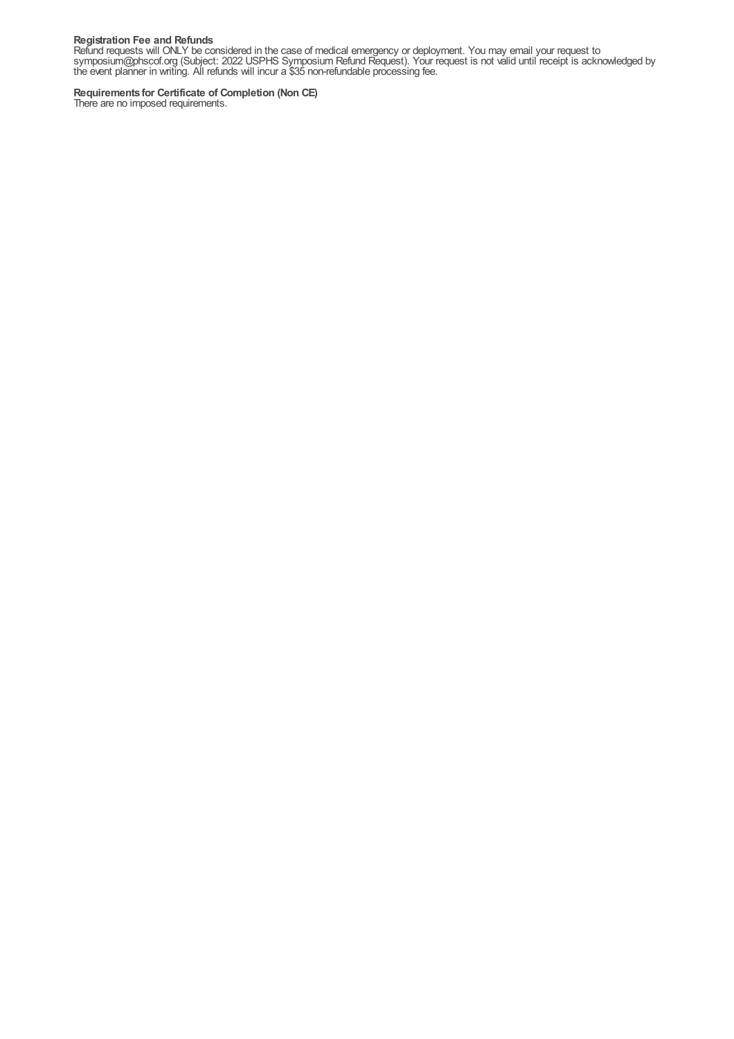**Registration Fee and Refunds**
Refund requests will ONLY be considered in the case of medical emergency or deployment. You may email your request to symposium@phscof.org (Subject: 2022 USPHS Symposium Refund Request). Your request is not valid until receipt is acknowledged by the event planner in writing. All refunds will incur a $35 non-refundable processing fee.

**Requirements for Certificate of Completion (Non CE)**
There are no imposed requirements.